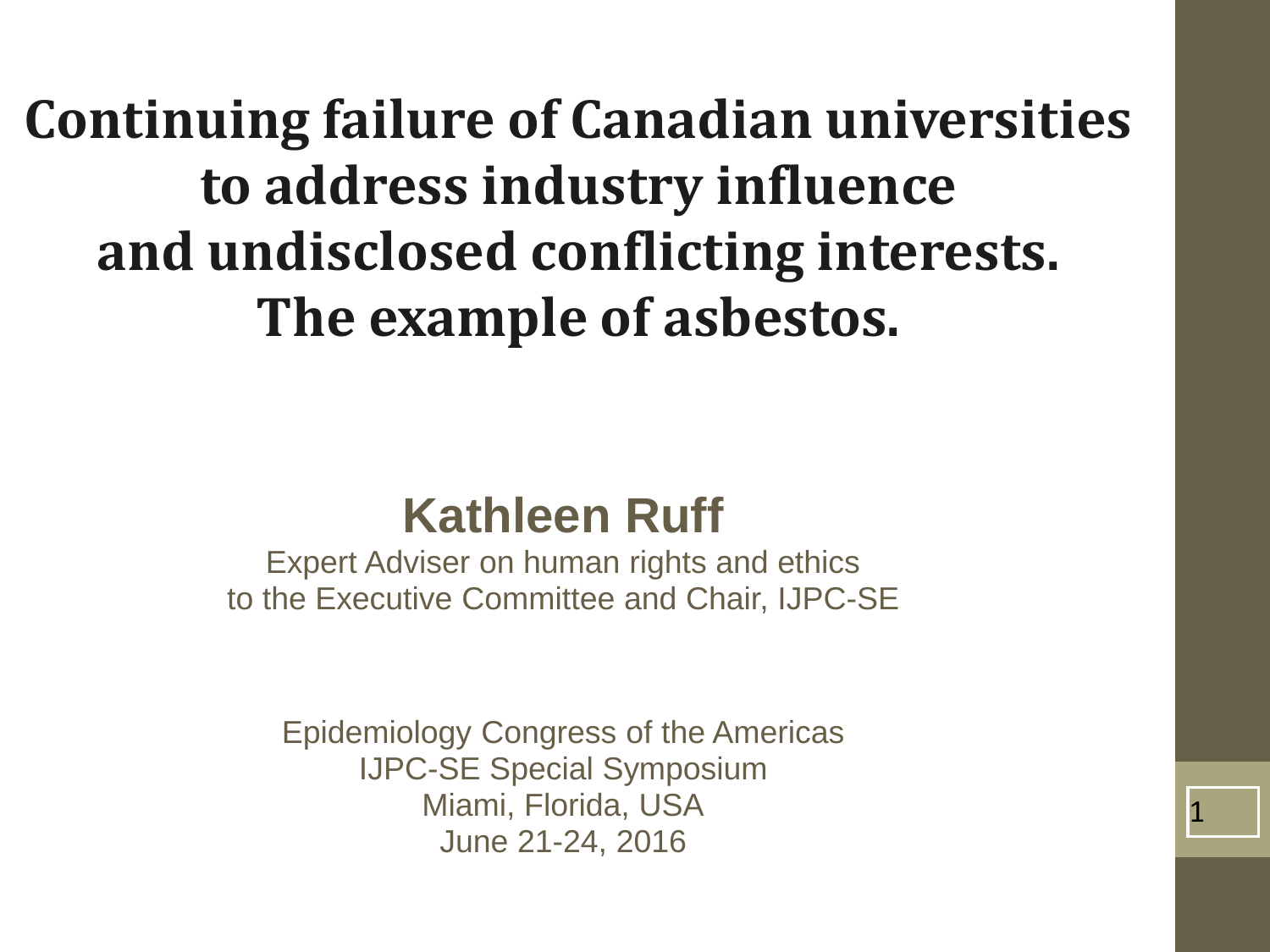# Continuing failure of Canadian universities to address industry influence and undisclosed conflicting interests. The example of asbestos.

**Kathleen Ruff**

Expert Adviser on human rights and ethics to the Executive Committee and Chair, IJPC-SE

Epidemiology Congress of the Americas
IJPC-SE Special Symposium
Miami, Florida, USA
June 21-24, 2016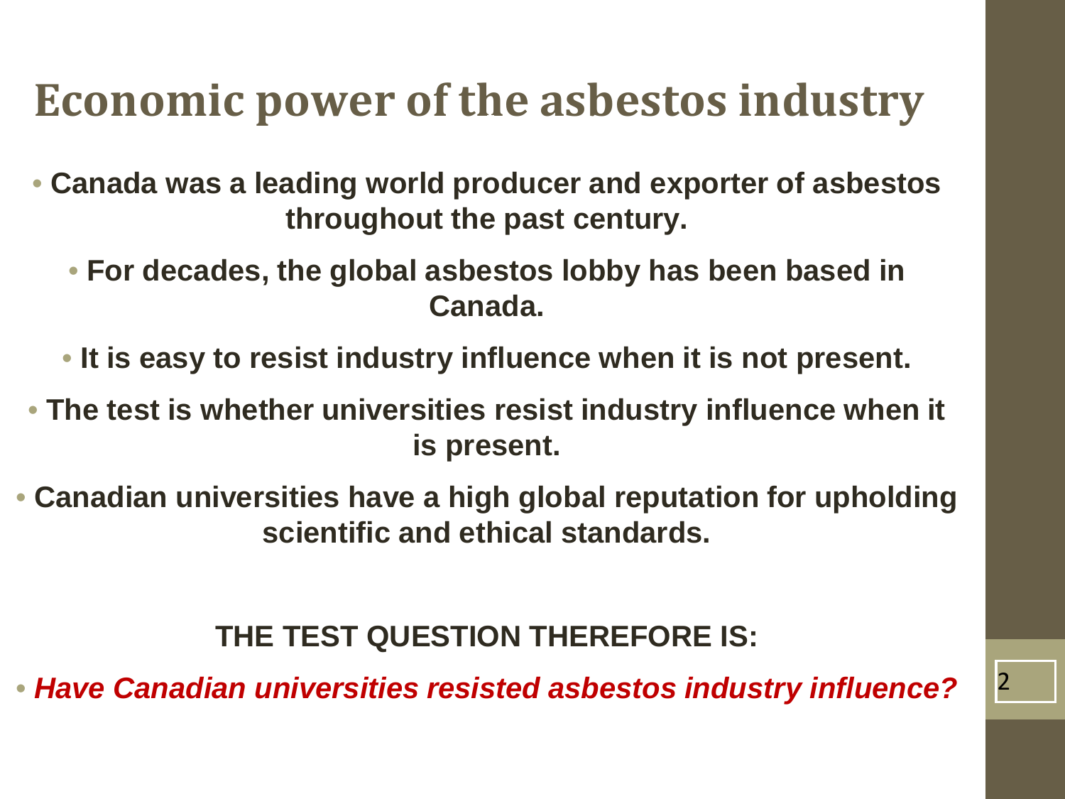# Economic power of the asbestos industry

- **Canada was a leading world producer and exporter of asbestos throughout the past century.**
- **For decades, the global asbestos lobby has been based in Canada.**
- **It is easy to resist industry influence when it is not present.**
- **The test is whether universities resist industry influence when it is present.**
- **Canadian universities have a high global reputation for upholding scientific and ethical standards.**

**THE TEST QUESTION THEREFORE IS:**

- ***Have Canadian universities resisted asbestos industry influence?***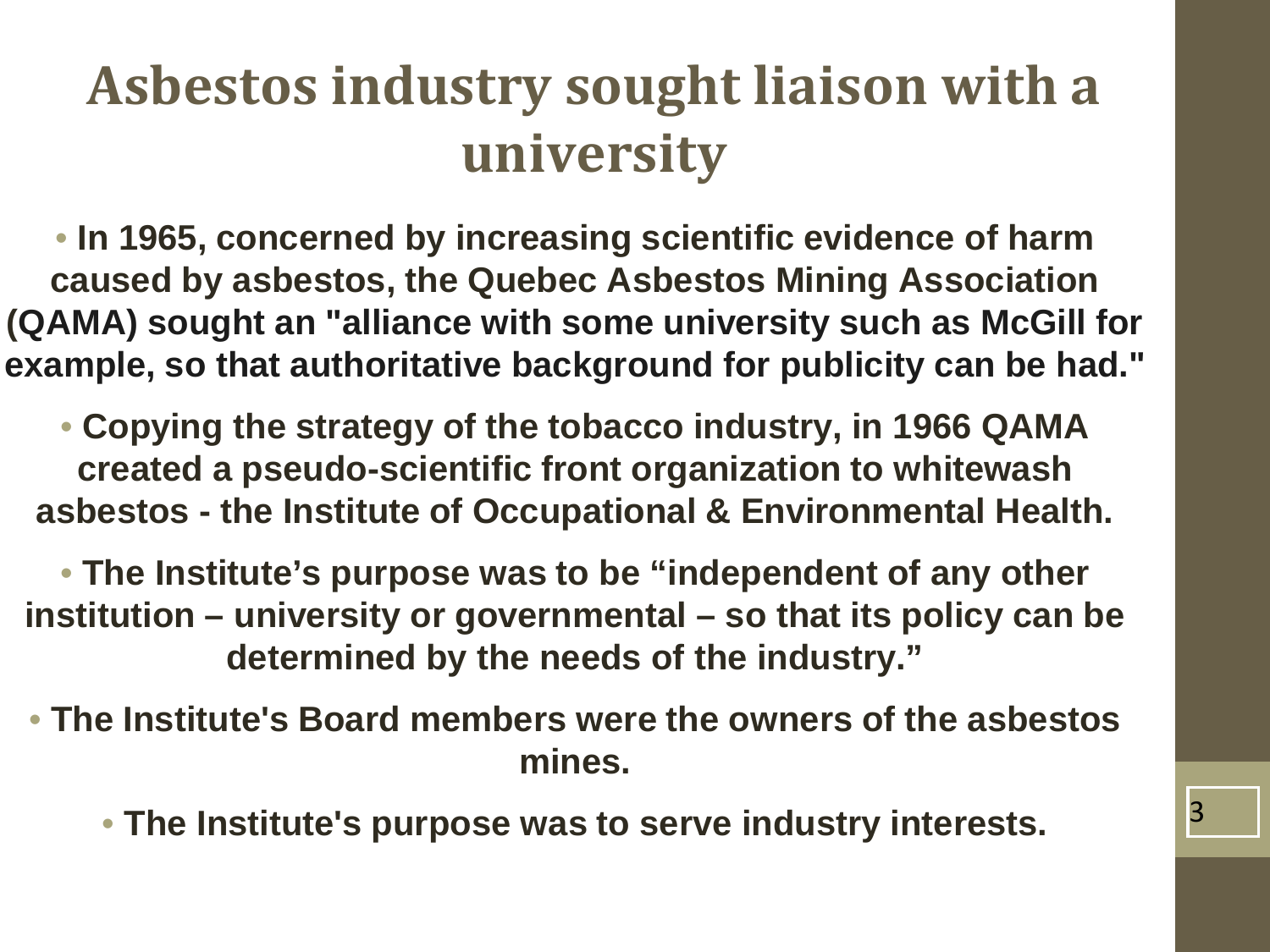# Asbestos industry sought liaison with a university

- **In 1965, concerned by increasing scientific evidence of harm caused by asbestos, the Quebec Asbestos Mining Association (QAMA) sought an "alliance with some university such as McGill for example, so that authoritative background for publicity can be had."**
- **Copying the strategy of the tobacco industry, in 1966 QAMA created a pseudo-scientific front organization to whitewash asbestos - the Institute of Occupational & Environmental Health.**
- **The Institute's purpose was to be "independent of any other institution – university or governmental – so that its policy can be determined by the needs of the industry."**
- **The Institute's Board members were the owners of the asbestos mines.**
- **The Institute's purpose was to serve industry interests.**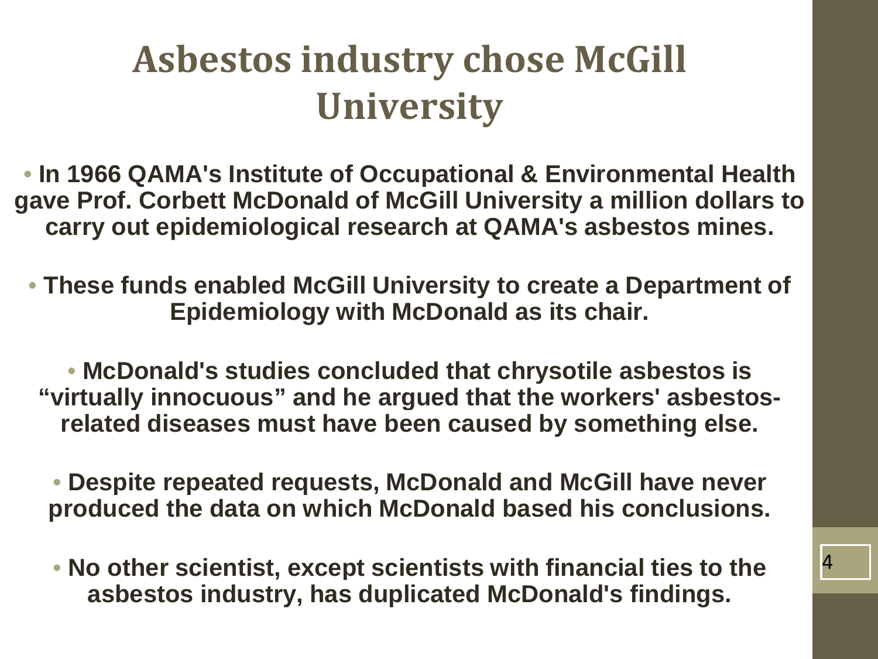# Asbestos industry chose McGill University

- **In 1966 QAMA's Institute of Occupational & Environmental Health gave Prof. Corbett McDonald of McGill University a million dollars to carry out epidemiological research at QAMA's asbestos mines.**

- **These funds enabled McGill University to create a Department of Epidemiology with McDonald as its chair.**

- **McDonald's studies concluded that chrysotile asbestos is "virtually innocuous" and he argued that the workers' asbestos-related diseases must have been caused by something else.**

- **Despite repeated requests, McDonald and McGill have never produced the data on which McDonald based his conclusions.**

- **No other scientist, except scientists with financial ties to the asbestos industry, has duplicated McDonald's findings.**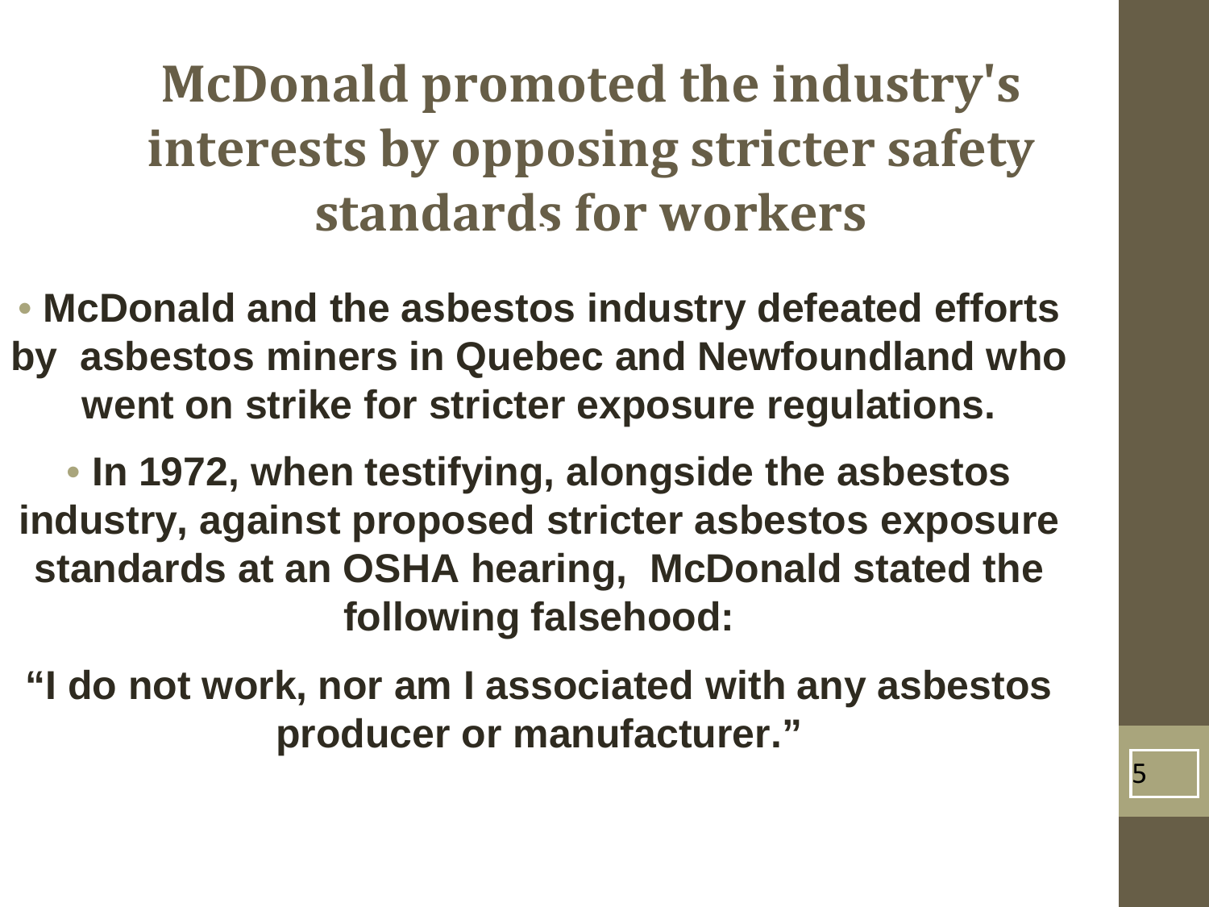# McDonald promoted the industry's interests by opposing stricter safety standards for workers

- **McDonald and the asbestos industry defeated efforts by asbestos miners in Quebec and Newfoundland who went on strike for stricter exposure regulations.**

- **In 1972, when testifying, alongside the asbestos industry, against proposed stricter asbestos exposure standards at an OSHA hearing, McDonald stated the following falsehood:**

**"I do not work, nor am I associated with any asbestos producer or manufacturer."**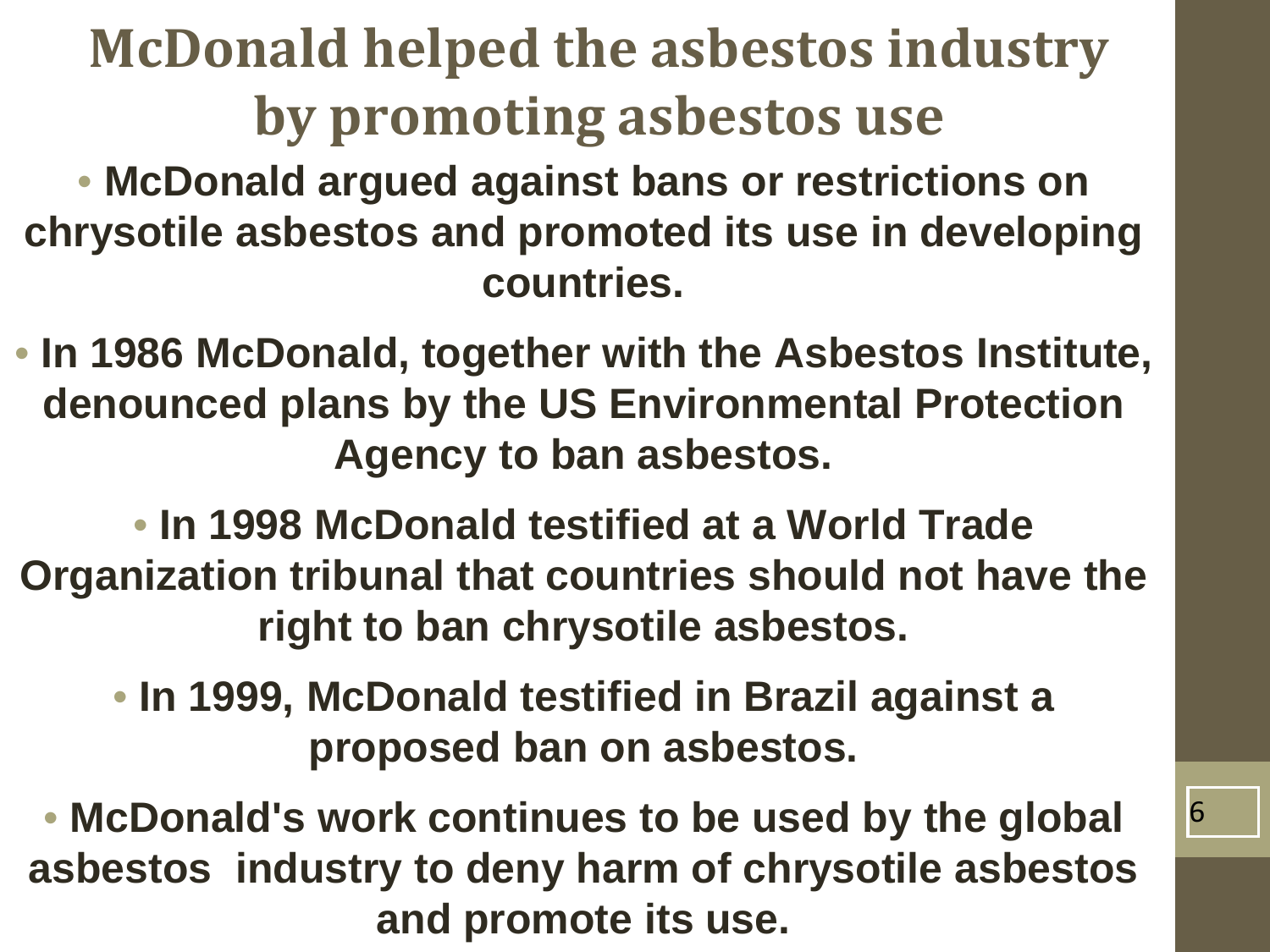# McDonald helped the asbestos industry by promoting asbestos use

- McDonald argued against bans or restrictions on chrysotile asbestos and promoted its use in developing countries.
- In 1986 McDonald, together with the Asbestos Institute, denounced plans by the US Environmental Protection Agency to ban asbestos.
- In 1998 McDonald testified at a World Trade Organization tribunal that countries should not have the right to ban chrysotile asbestos.
- In 1999, McDonald testified in Brazil against a proposed ban on asbestos.
- McDonald's work continues to be used by the global asbestos industry to deny harm of chrysotile asbestos and promote its use.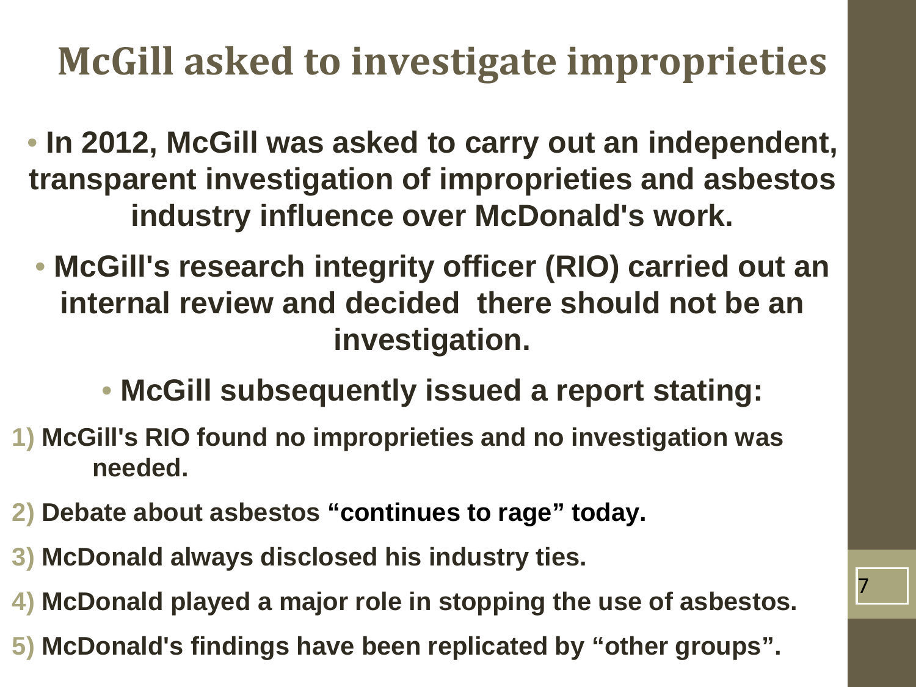# McGill asked to investigate improprieties

- **In 2012, McGill was asked to carry out an independent, transparent investigation of improprieties and asbestos industry influence over McDonald's work.**
- **McGill's research integrity officer (RIO) carried out an internal review and decided there should not be an investigation.**
- **McGill subsequently issued a report stating:**

1) **McGill's RIO found no improprieties and no investigation was needed.**
2) **Debate about asbestos "continues to rage" today.**
3) **McDonald always disclosed his industry ties.**
4) **McDonald played a major role in stopping the use of asbestos.**
5) **McDonald's findings have been replicated by "other groups".**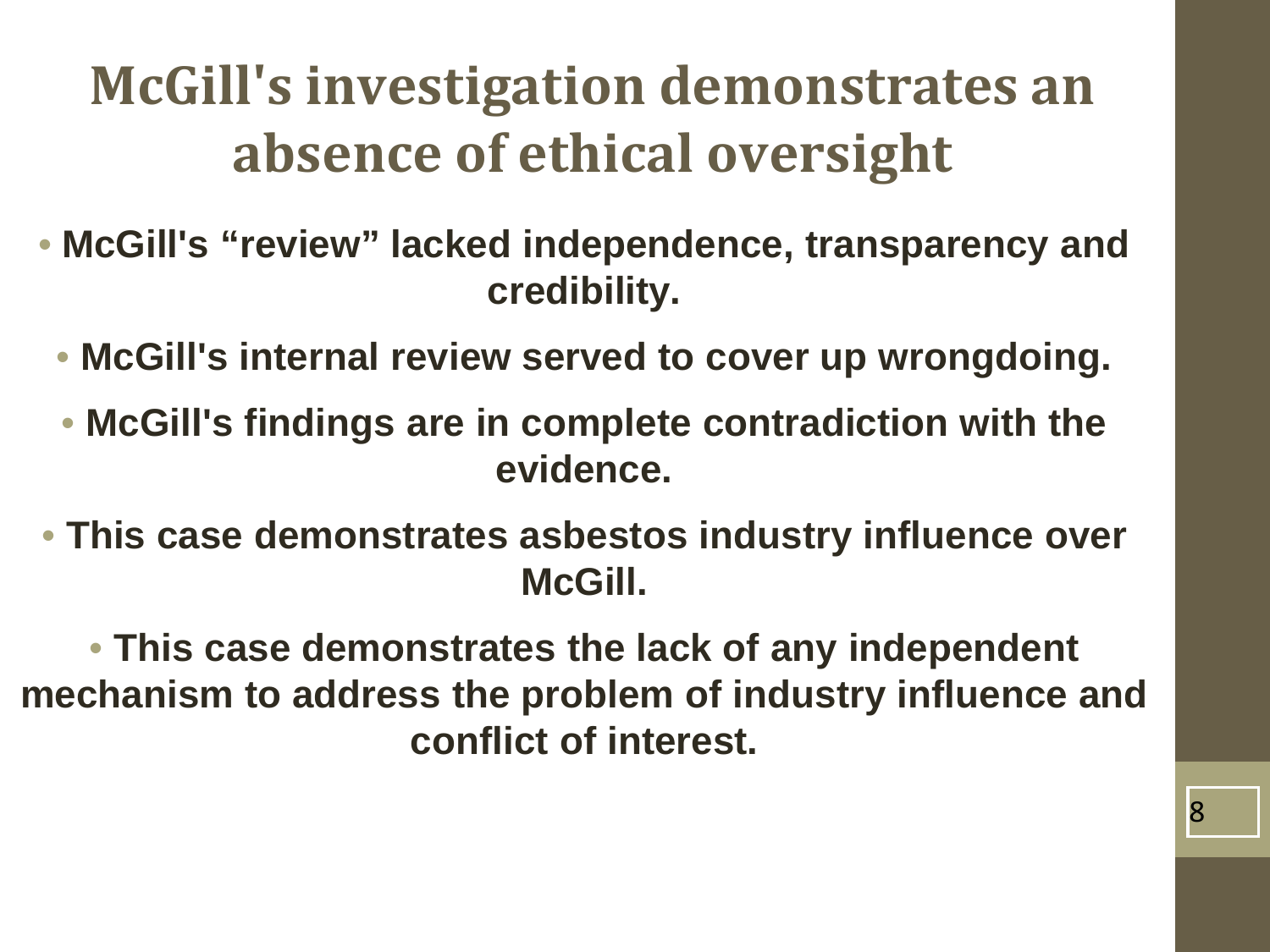# McGill's investigation demonstrates an absence of ethical oversight

- **McGill's "review" lacked independence, transparency and credibility.**
- **McGill's internal review served to cover up wrongdoing.**
- **McGill's findings are in complete contradiction with the evidence.**
- **This case demonstrates asbestos industry influence over McGill.**
- **This case demonstrates the lack of any independent mechanism to address the problem of industry influence and conflict of interest.**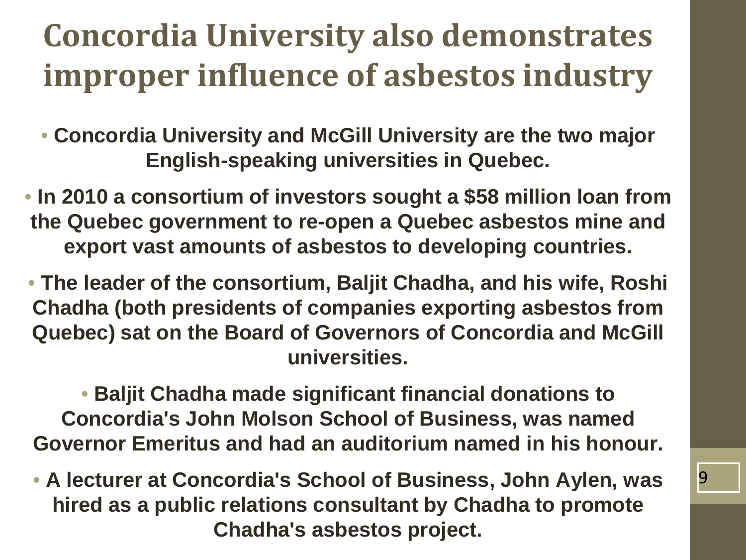# Concordia University also demonstrates improper influence of asbestos industry

- **Concordia University and McGill University are the two major English-speaking universities in Quebec.**
- **In 2010 a consortium of investors sought a $58 million loan from the Quebec government to re-open a Quebec asbestos mine and export vast amounts of asbestos to developing countries.**
- **The leader of the consortium, Baljit Chadha, and his wife, Roshi Chadha (both presidents of companies exporting asbestos from Quebec) sat on the Board of Governors of Concordia and McGill universities.**
- **Baljit Chadha made significant financial donations to Concordia's John Molson School of Business, was named Governor Emeritus and had an auditorium named in his honour.**
- **A lecturer at Concordia's School of Business, John Aylen, was hired as a public relations consultant by Chadha to promote Chadha's asbestos project.**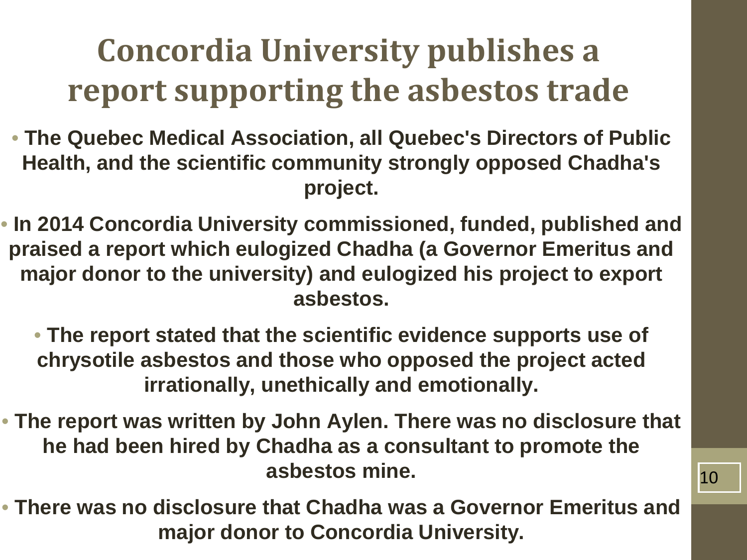# Concordia University publishes a report supporting the asbestos trade

- **The Quebec Medical Association, all Quebec's Directors of Public Health, and the scientific community strongly opposed Chadha's project.**
- **In 2014 Concordia University commissioned, funded, published and praised a report which eulogized Chadha (a Governor Emeritus and major donor to the university) and eulogized his project to export asbestos.**
- **The report stated that the scientific evidence supports use of chrysotile asbestos and those who opposed the project acted irrationally, unethically and emotionally.**
- **The report was written by John Aylen. There was no disclosure that he had been hired by Chadha as a consultant to promote the asbestos mine.**
- **There was no disclosure that Chadha was a Governor Emeritus and major donor to Concordia University.**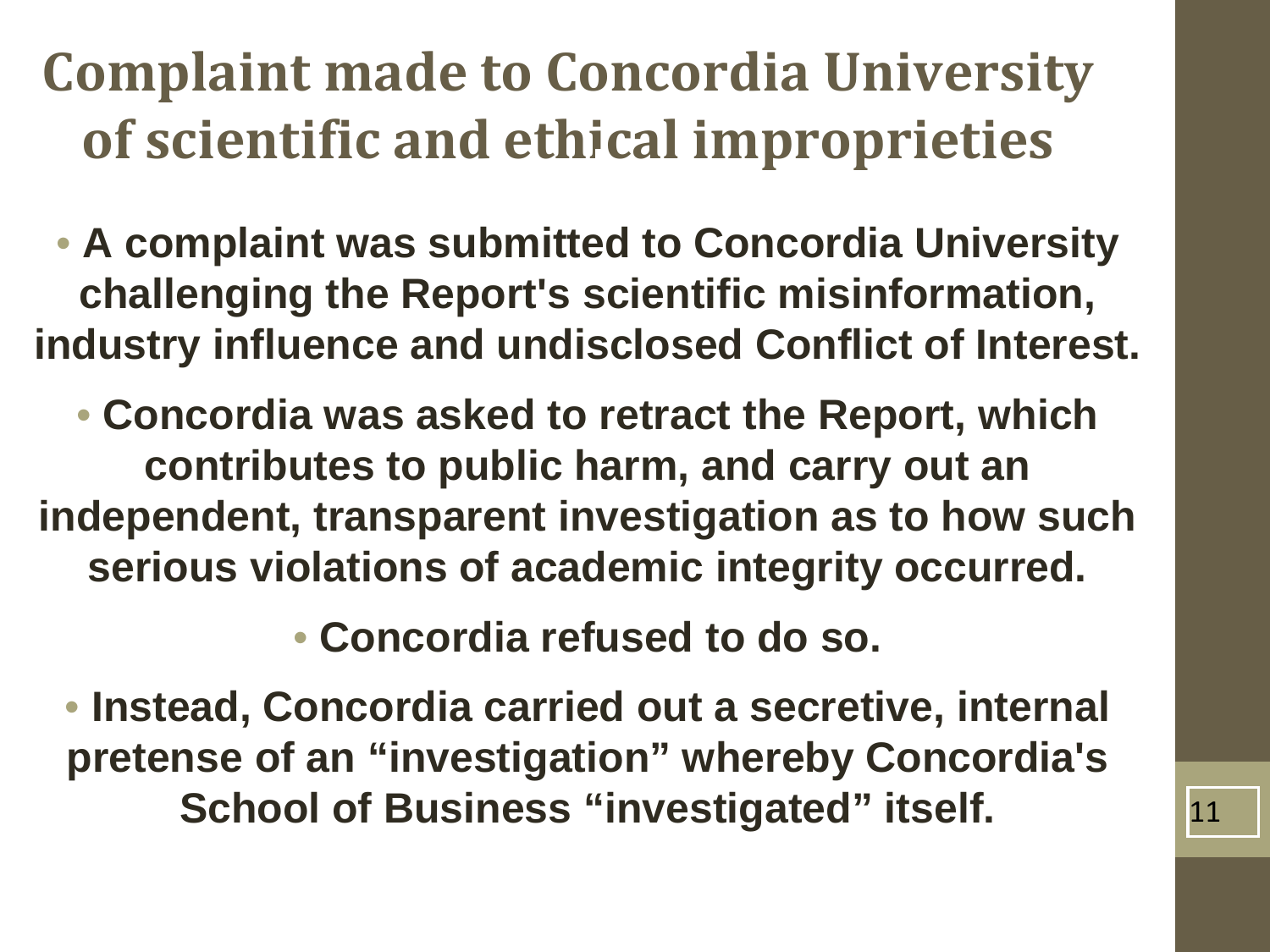# Complaint made to Concordia University of scientific and ethical improprieties

- **A complaint was submitted to Concordia University challenging the Report's scientific misinformation, industry influence and undisclosed Conflict of Interest.**
- **Concordia was asked to retract the Report, which contributes to public harm, and carry out an independent, transparent investigation as to how such serious violations of academic integrity occurred.**
- **Concordia refused to do so.**
- **Instead, Concordia carried out a secretive, internal pretense of an "investigation" whereby Concordia's School of Business "investigated" itself.**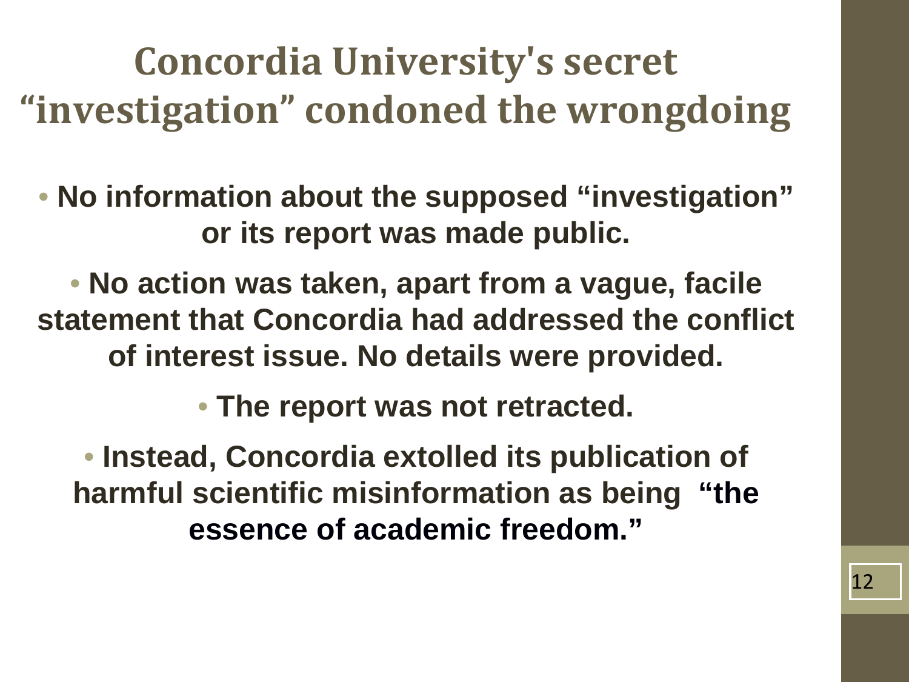# Concordia University's secret "investigation" condoned the wrongdoing

- **No information about the supposed "investigation" or its report was made public.**
- **No action was taken, apart from a vague, facile statement that Concordia had addressed the conflict of interest issue. No details were provided.**
- **The report was not retracted.**
- **Instead, Concordia extolled its publication of harmful scientific misinformation as being "the essence of academic freedom."**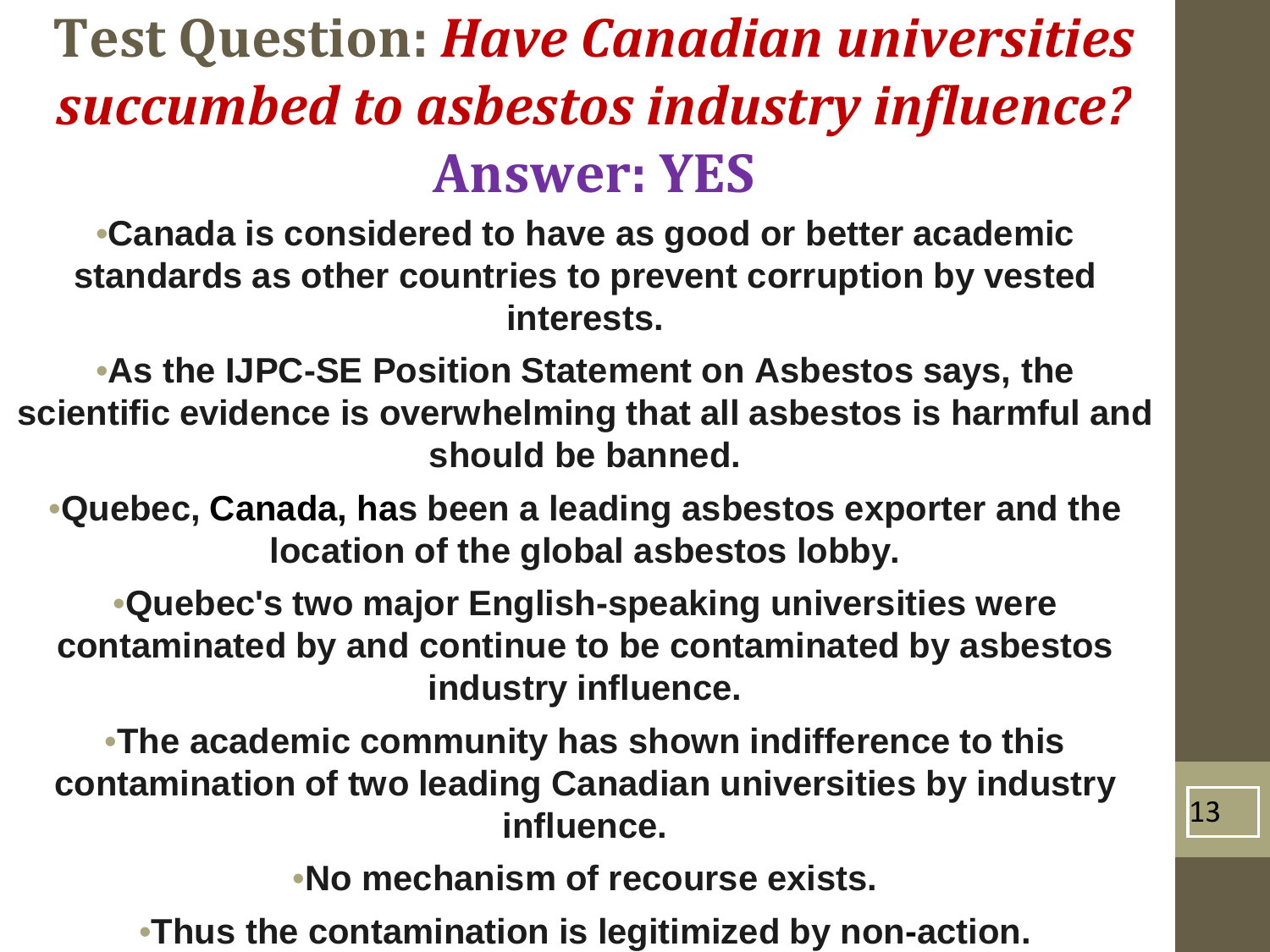# Test Question: *Have Canadian universities succumbed to asbestos industry influence?*

## Answer: YES

- **Canada is considered to have as good or better academic standards as other countries to prevent corruption by vested interests.**
- **As the IJPC-SE Position Statement on Asbestos says, the scientific evidence is overwhelming that all asbestos is harmful and should be banned.**
- **Quebec, Canada, has been a leading asbestos exporter and the location of the global asbestos lobby.**
- **Quebec's two major English-speaking universities were contaminated by and continue to be contaminated by asbestos industry influence.**
- **The academic community has shown indifference to this contamination of two leading Canadian universities by industry influence.**
- **No mechanism of recourse exists.**
- **Thus the contamination is legitimized by non-action.**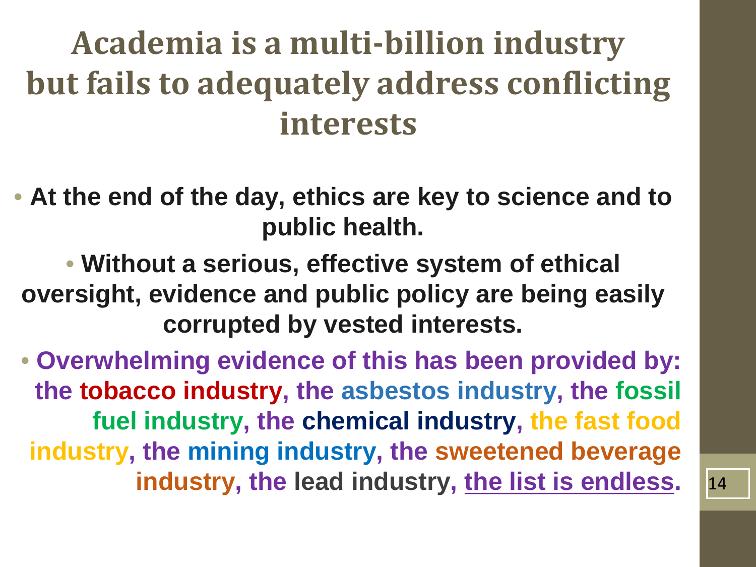# Academia is a multi-billion industry but fails to adequately address conflicting interests

- **At the end of the day, ethics are key to science and to public health.**
- **Without a serious, effective system of ethical oversight, evidence and public policy are being easily corrupted by vested interests.**
- **Overwhelming evidence of this has been provided by: the tobacco industry, the asbestos industry, the fossil fuel industry, the chemical industry, the fast food industry, the mining industry, the sweetened beverage industry, the lead industry, the list is endless.**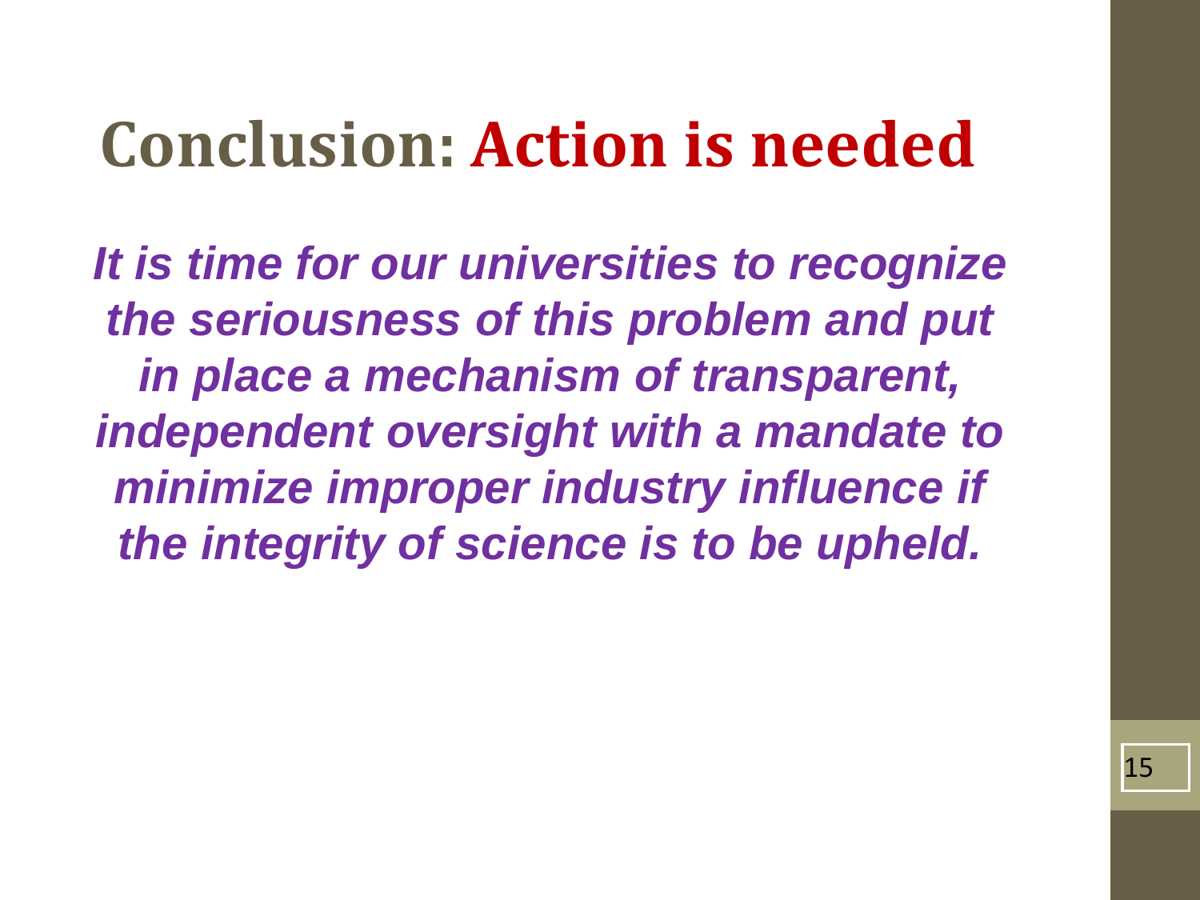# Conclusion: Action is needed

***It is time for our universities to recognize the seriousness of this problem and put in place a mechanism of transparent, independent oversight with a mandate to minimize improper industry influence if the integrity of science is to be upheld.***